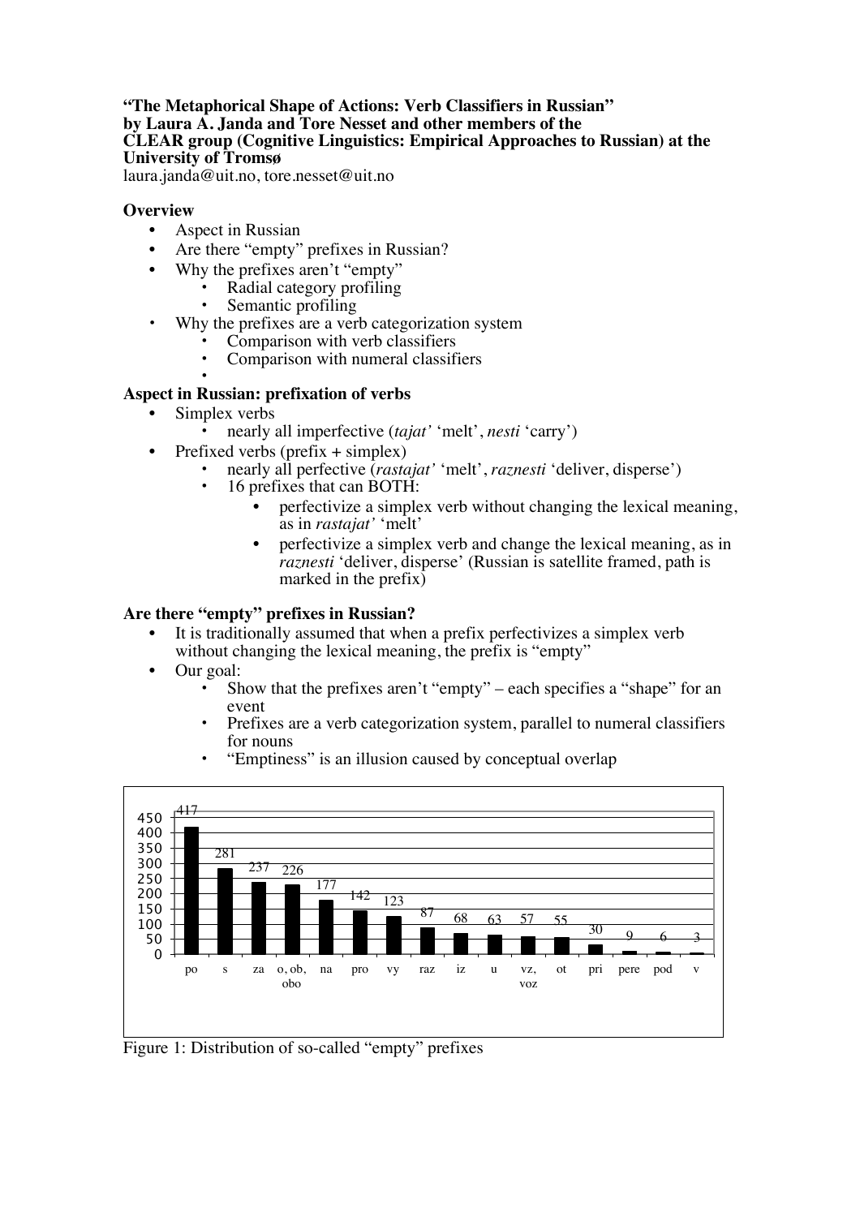**"The Metaphorical Shape of Actions: Verb Classifiers in Russian"**
**by Laura A. Janda and Tore Nesset and other members of the**
**CLEAR group (Cognitive Linguistics: Empirical Approaches to Russian) at the University of Tromsø**
laura.janda@uit.no, tore.nesset@uit.no

## Overview

- Aspect in Russian
- Are there "empty" prefixes in Russian?
- Why the prefixes aren't "empty"
  - Radial category profiling
  - Semantic profiling
- Why the prefixes are a verb categorization system
  - Comparison with verb classifiers
  - Comparison with numeral classifiers
  -

## Aspect in Russian: prefixation of verbs

- Simplex verbs
  - nearly all imperfective (*tajat'* 'melt', *nesti* 'carry')
- Prefixed verbs (prefix + simplex)
  - nearly all perfective (*rastajat'* 'melt', *raznesti* 'deliver, disperse')
  - 16 prefixes that can BOTH:
    - perfectivize a simplex verb without changing the lexical meaning, as in *rastajat'* 'melt'
    - perfectivize a simplex verb and change the lexical meaning, as in *raznesti* 'deliver, disperse' (Russian is satellite framed, path is marked in the prefix)

## Are there "empty" prefixes in Russian?

- It is traditionally assumed that when a prefix perfectivizes a simplex verb without changing the lexical meaning, the prefix is "empty"
- Our goal:
  - Show that the prefixes aren't "empty" – each specifies a "shape" for an event
  - Prefixes are a verb categorization system, parallel to numeral classifiers for nouns
  - "Emptiness" is an illusion caused by conceptual overlap

| po | s | za | o, ob, obo | na | pro | vy | raz | iz | u | vz, voz | ot | pri | pere | pod | v |
|---|---|---|---|---|---|---|---|---|---|---|---|---|---|---|---|
| 417 | 281 | 237 | 226 | 177 | 142 | 123 | 87 | 68 | 63 | 57 | 55 | 30 | 9 | 6 | 3 |

Figure 1: Distribution of so-called "empty" prefixes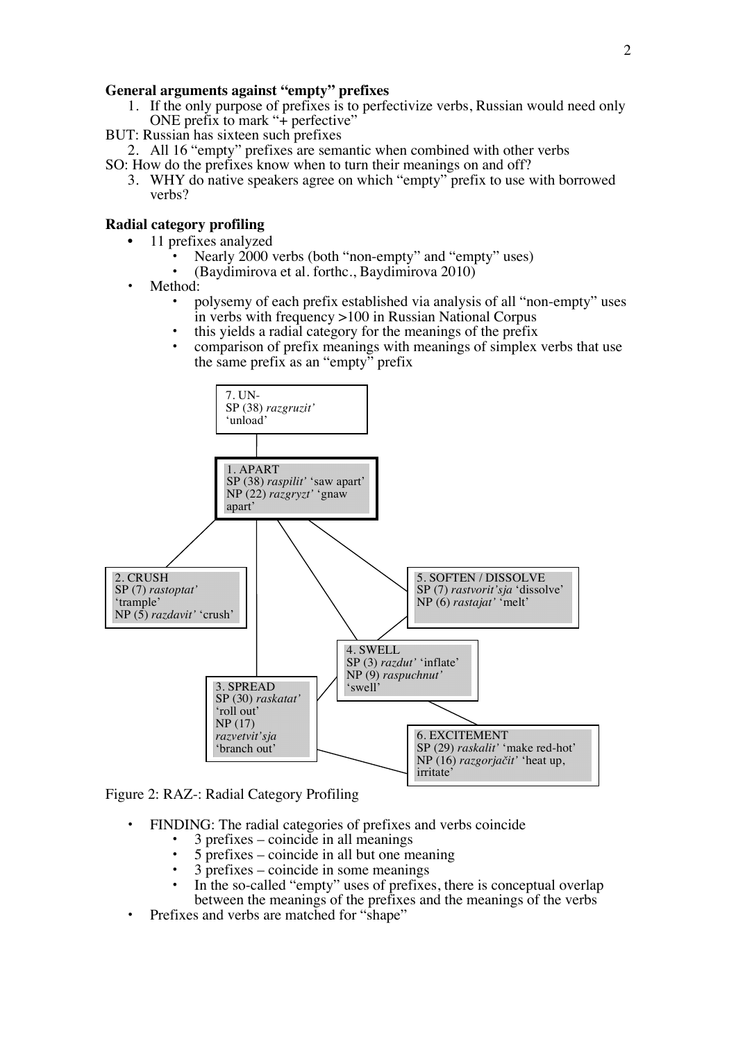**General arguments against “empty” prefixes**

1. If the only purpose of prefixes is to perfectivize verbs, Russian would need only ONE prefix to mark “+ perfective”

BUT: Russian has sixteen such prefixes

2. All 16 “empty” prefixes are semantic when combined with other verbs

SO: How do the prefixes know when to turn their meanings on and off?

3. WHY do native speakers agree on which “empty” prefix to use with borrowed verbs?

**Radial category profiling**

- 11 prefixes analyzed
  - Nearly 2000 verbs (both “non-empty” and “empty” uses)
  - (Baydimirova et al. forthc., Baydimirova 2010)
- Method:
  - polysemy of each prefix established via analysis of all “non-empty” uses in verbs with frequency >100 in Russian National Corpus
  - this yields a radial category for the meanings of the prefix
  - comparison of prefix meanings with meanings of simplex verbs that use the same prefix as an “empty” prefix

7. UN-
SP (38) *razgruzit’* ‘unload’

1. APART
SP (38) *raspilit’* ‘saw apart’
NP (22) *razgryzt’* ‘gnaw apart’

2. CRUSH
SP (7) *rastoptat’* ‘trample’
NP (5) *razdavit’* ‘crush’

5. SOFTEN / DISSOLVE
SP (7) *rastvorit’sja* ‘dissolve’
NP (6) *rastajat’* ‘melt’

4. SWELL
SP (3) *razdut’* ‘inflate’
NP (9) *raspuchnut’* ‘swell’

3. SPREAD
SP (30) *raskatat’* ‘roll out’
NP (17) *razvetvit’sja* ‘branch out’

6. EXCITEMENT
SP (29) *raskalit’* ‘make red-hot’
NP (16) *razgorjačit’* ‘heat up, irritate’

Figure 2: RAZ-: Radial Category Profiling

- FINDING: The radial categories of prefixes and verbs coincide
  - 3 prefixes – coincide in all meanings
  - 5 prefixes – coincide in all but one meaning
  - 3 prefixes – coincide in some meanings
  - In the so-called “empty” uses of prefixes, there is conceptual overlap between the meanings of the prefixes and the meanings of the verbs
- Prefixes and verbs are matched for “shape”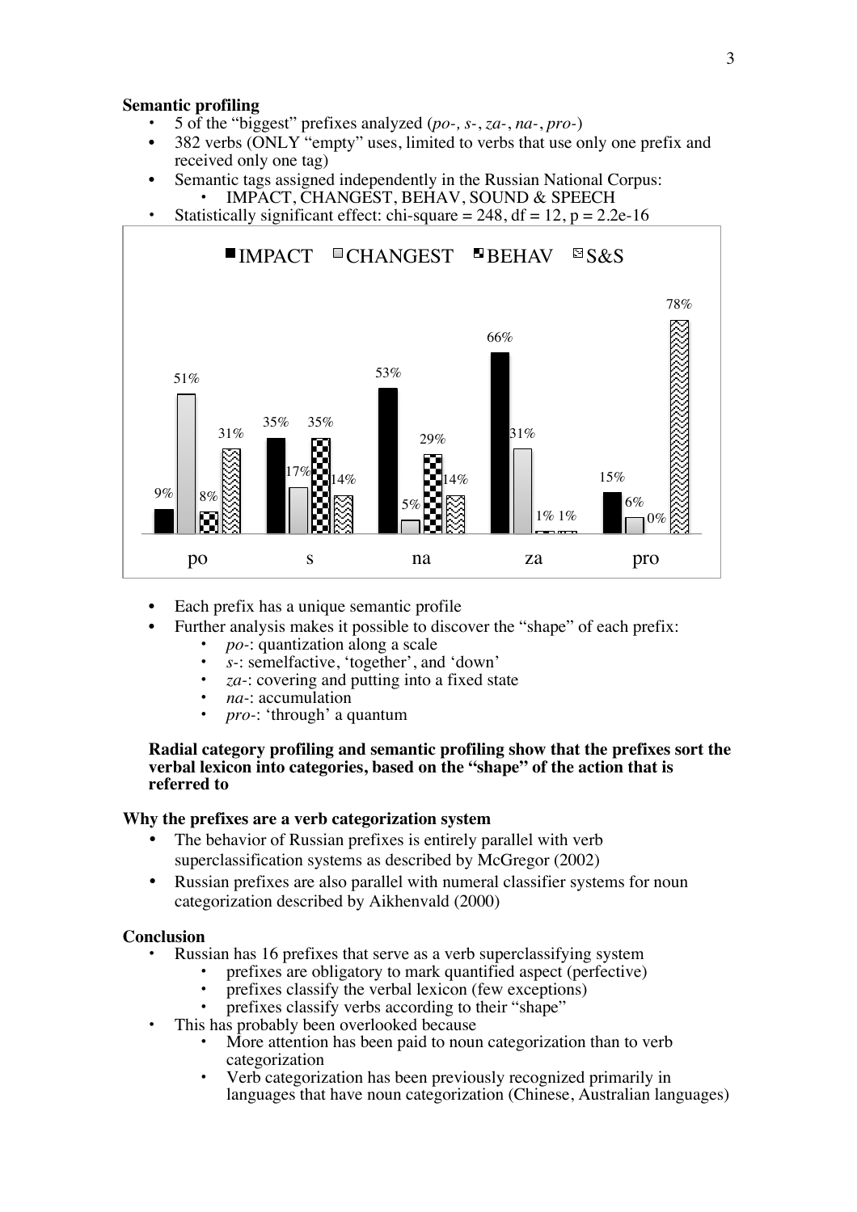**Semantic profiling**

- 5 of the "biggest" prefixes analyzed (*po-, s-*, *za-*, *na-*, *pro-*)
- 382 verbs (ONLY "empty" uses, limited to verbs that use only one prefix and received only one tag)
- Semantic tags assigned independently in the Russian National Corpus:
  - IMPACT, CHANGEST, BEHAV, SOUND & SPEECH
- Statistically significant effect: chi-square = 248, df = 12, p = 2.2e-16

| | IMPACT | CHANGEST | BEHAV | S&S |
|---|---|---|---|---|
| po | 9% | 51% | 8% | 31% |
| s | 35% | 17% | 35% | 14% |
| na | 53% | 5% | 29% | 14% |
| za | 66% | 31% | 1% | 1% |
| pro | 15% | 6% | 0% | 78% |

- Each prefix has a unique semantic profile
- Further analysis makes it possible to discover the "shape" of each prefix:
  - *po-*: quantization along a scale
  - *s-*: semelfactive, 'together', and 'down'
  - *za-*: covering and putting into a fixed state
  - *na-*: accumulation
  - *pro-*: 'through' a quantum

**Radial category profiling and semantic profiling show that the prefixes sort the verbal lexicon into categories, based on the "shape" of the action that is referred to**

**Why the prefixes are a verb categorization system**

- The behavior of Russian prefixes is entirely parallel with verb superclassification systems as described by McGregor (2002)
- Russian prefixes are also parallel with numeral classifier systems for noun categorization described by Aikhenvald (2000)

**Conclusion**

- Russian has 16 prefixes that serve as a verb superclassifying system
  - prefixes are obligatory to mark quantified aspect (perfective)
  - prefixes classify the verbal lexicon (few exceptions)
  - prefixes classify verbs according to their "shape"
- This has probably been overlooked because
  - More attention has been paid to noun categorization than to verb categorization
  - Verb categorization has been previously recognized primarily in languages that have noun categorization (Chinese, Australian languages)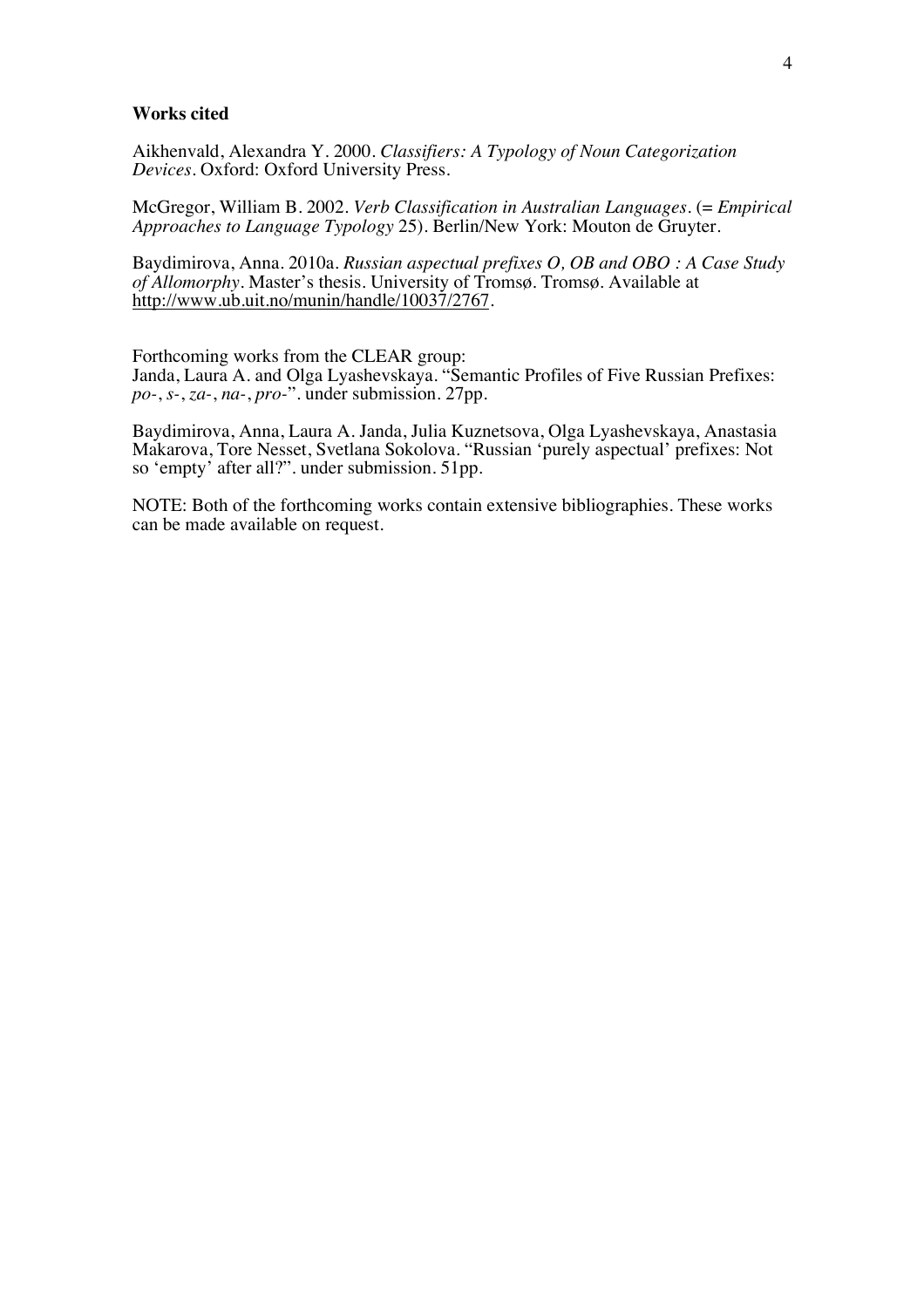**Works cited**

Aikhenvald, Alexandra Y. 2000. *Classifiers: A Typology of Noun Categorization Devices*. Oxford: Oxford University Press.

McGregor, William B. 2002. *Verb Classification in Australian Languages*. (= *Empirical Approaches to Language Typology* 25). Berlin/New York: Mouton de Gruyter.

Baydimirova, Anna. 2010a. *Russian aspectual prefixes O, OB and OBO : A Case Study of Allomorphy*. Master's thesis. University of Tromsø. Tromsø. Available at http://www.ub.uit.no/munin/handle/10037/2767.

Forthcoming works from the CLEAR group:
Janda, Laura A. and Olga Lyashevskaya. "Semantic Profiles of Five Russian Prefixes: *po-*, *s-*, *za-*, *na-*, *pro-*". under submission. 27pp.

Baydimirova, Anna, Laura A. Janda, Julia Kuznetsova, Olga Lyashevskaya, Anastasia Makarova, Tore Nesset, Svetlana Sokolova. "Russian 'purely aspectual' prefixes: Not so 'empty' after all?". under submission. 51pp.

NOTE: Both of the forthcoming works contain extensive bibliographies. These works can be made available on request.